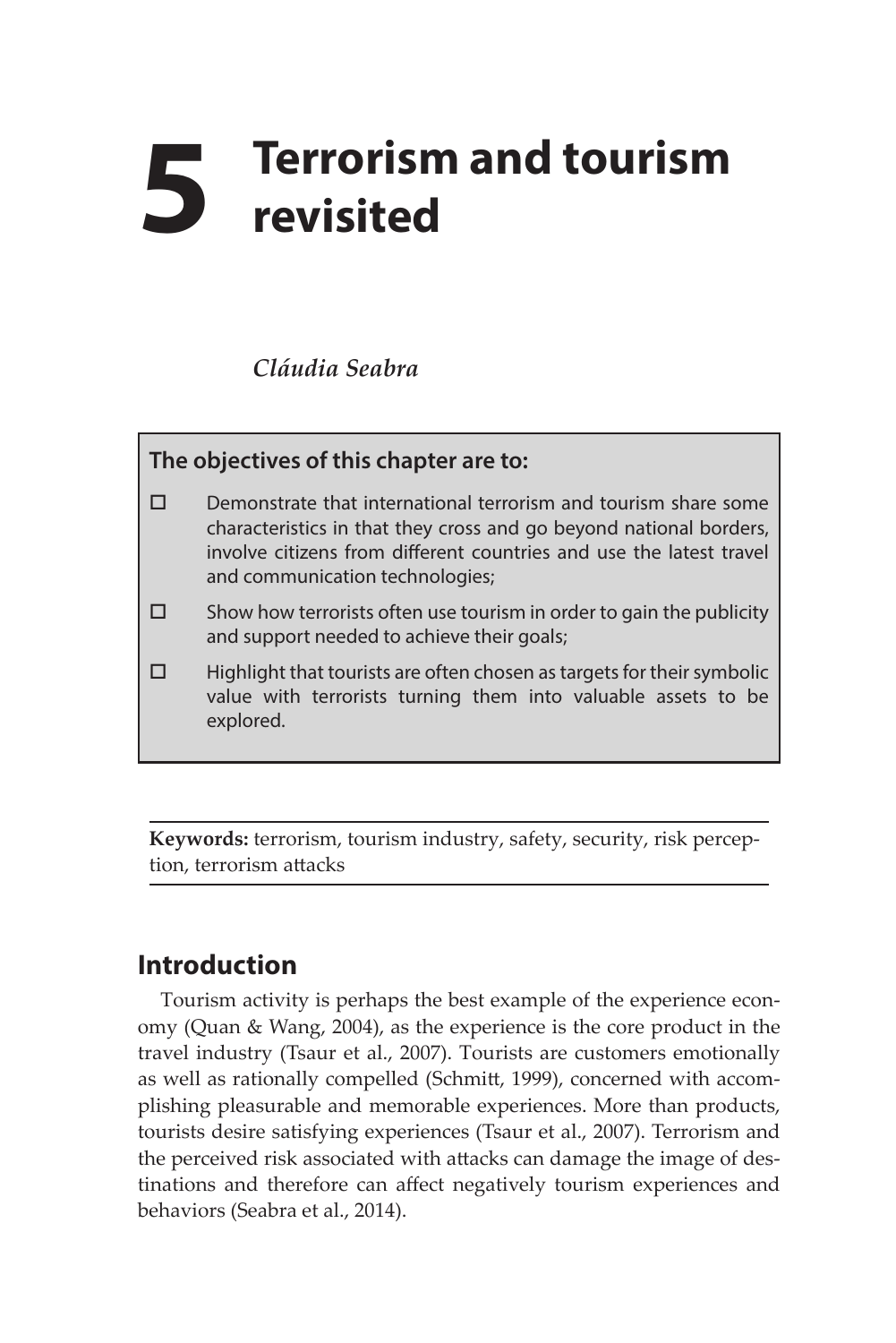# 5 Terrorism and tourism revisited

*Cláudia Seabra*

**The objectives of this chapter are to:**

- Demonstrate that international terrorism and tourism share some characteristics in that they cross and go beyond national borders, involve citizens from different countries and use the latest travel and communication technologies;
- Show how terrorists often use tourism in order to gain the publicity and support needed to achieve their goals;
- Highlight that tourists are often chosen as targets for their symbolic value with terrorists turning them into valuable assets to be explored.

**Keywords:** terrorism, tourism industry, safety, security, risk perception, terrorism attacks

## Introduction

Tourism activity is perhaps the best example of the experience economy (Quan & Wang, 2004), as the experience is the core product in the travel industry (Tsaur et al., 2007). Tourists are customers emotionally as well as rationally compelled (Schmitt, 1999), concerned with accomplishing pleasurable and memorable experiences. More than products, tourists desire satisfying experiences (Tsaur et al., 2007). Terrorism and the perceived risk associated with attacks can damage the image of destinations and therefore can affect negatively tourism experiences and behaviors (Seabra et al., 2014).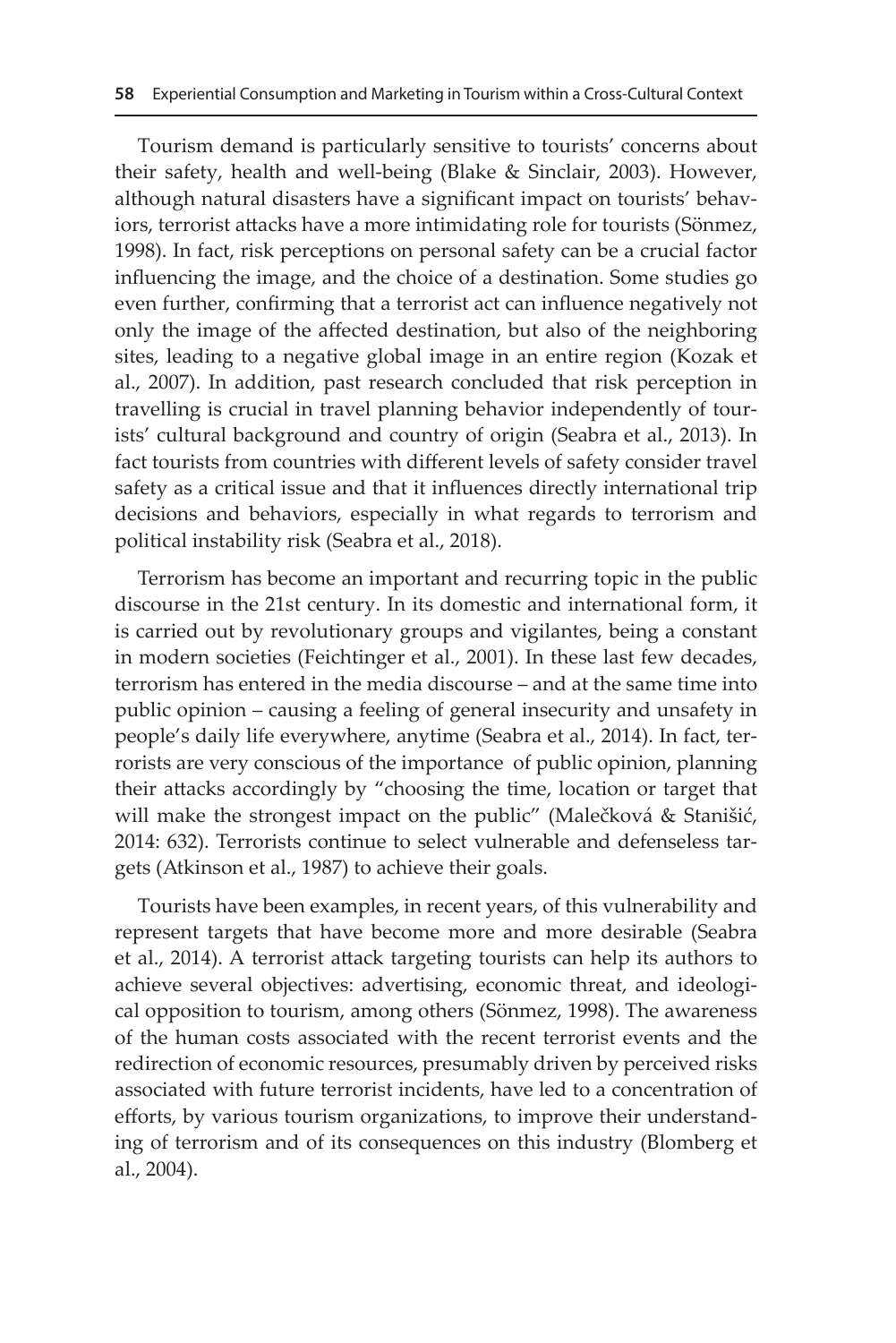Tourism demand is particularly sensitive to tourists' concerns about their safety, health and well-being (Blake & Sinclair, 2003). However, although natural disasters have a significant impact on tourists' behaviors, terrorist attacks have a more intimidating role for tourists (Sönmez, 1998). In fact, risk perceptions on personal safety can be a crucial factor influencing the image, and the choice of a destination. Some studies go even further, confirming that a terrorist act can influence negatively not only the image of the affected destination, but also of the neighboring sites, leading to a negative global image in an entire region (Kozak et al., 2007). In addition, past research concluded that risk perception in travelling is crucial in travel planning behavior independently of tourists' cultural background and country of origin (Seabra et al., 2013). In fact tourists from countries with different levels of safety consider travel safety as a critical issue and that it influences directly international trip decisions and behaviors, especially in what regards to terrorism and political instability risk (Seabra et al., 2018).

Terrorism has become an important and recurring topic in the public discourse in the 21st century. In its domestic and international form, it is carried out by revolutionary groups and vigilantes, being a constant in modern societies (Feichtinger et al., 2001). In these last few decades, terrorism has entered in the media discourse – and at the same time into public opinion – causing a feeling of general insecurity and unsafety in people's daily life everywhere, anytime (Seabra et al., 2014). In fact, terrorists are very conscious of the importance of public opinion, planning their attacks accordingly by "choosing the time, location or target that will make the strongest impact on the public" (Malečková & Stanišić, 2014: 632). Terrorists continue to select vulnerable and defenseless targets (Atkinson et al., 1987) to achieve their goals.

Tourists have been examples, in recent years, of this vulnerability and represent targets that have become more and more desirable (Seabra et al., 2014). A terrorist attack targeting tourists can help its authors to achieve several objectives: advertising, economic threat, and ideological opposition to tourism, among others (Sönmez, 1998). The awareness of the human costs associated with the recent terrorist events and the redirection of economic resources, presumably driven by perceived risks associated with future terrorist incidents, have led to a concentration of efforts, by various tourism organizations, to improve their understanding of terrorism and of its consequences on this industry (Blomberg et al., 2004).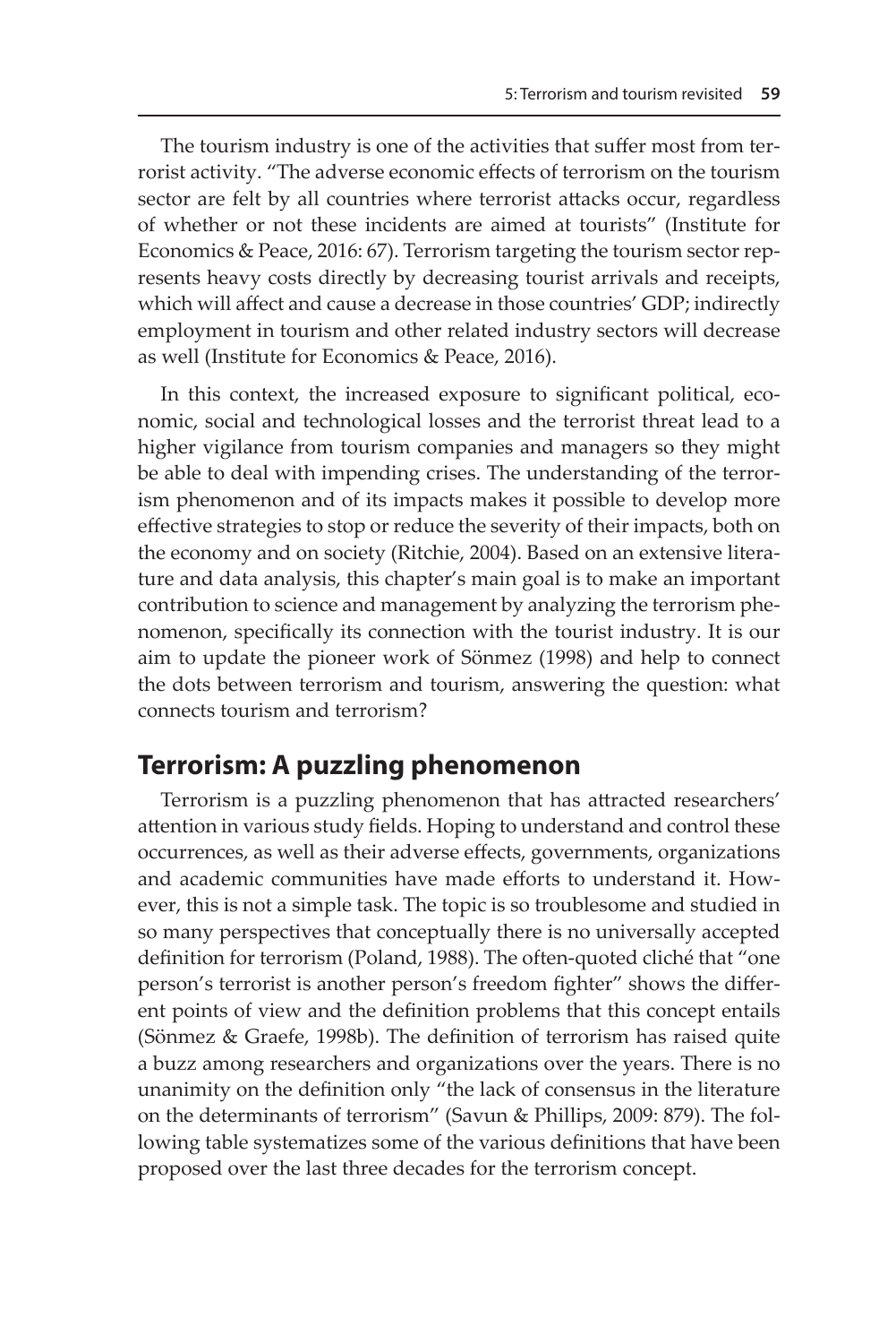The tourism industry is one of the activities that suffer most from terrorist activity. "The adverse economic effects of terrorism on the tourism sector are felt by all countries where terrorist attacks occur, regardless of whether or not these incidents are aimed at tourists" (Institute for Economics & Peace, 2016: 67). Terrorism targeting the tourism sector represents heavy costs directly by decreasing tourist arrivals and receipts, which will affect and cause a decrease in those countries' GDP; indirectly employment in tourism and other related industry sectors will decrease as well (Institute for Economics & Peace, 2016).

In this context, the increased exposure to significant political, economic, social and technological losses and the terrorist threat lead to a higher vigilance from tourism companies and managers so they might be able to deal with impending crises. The understanding of the terrorism phenomenon and of its impacts makes it possible to develop more effective strategies to stop or reduce the severity of their impacts, both on the economy and on society (Ritchie, 2004). Based on an extensive literature and data analysis, this chapter's main goal is to make an important contribution to science and management by analyzing the terrorism phenomenon, specifically its connection with the tourist industry. It is our aim to update the pioneer work of Sönmez (1998) and help to connect the dots between terrorism and tourism, answering the question: what connects tourism and terrorism?

## Terrorism: A puzzling phenomenon

Terrorism is a puzzling phenomenon that has attracted researchers' attention in various study fields. Hoping to understand and control these occurrences, as well as their adverse effects, governments, organizations and academic communities have made efforts to understand it. However, this is not a simple task. The topic is so troublesome and studied in so many perspectives that conceptually there is no universally accepted definition for terrorism (Poland, 1988). The often-quoted cliché that "one person's terrorist is another person's freedom fighter" shows the different points of view and the definition problems that this concept entails (Sönmez & Graefe, 1998b). The definition of terrorism has raised quite a buzz among researchers and organizations over the years. There is no unanimity on the definition only "the lack of consensus in the literature on the determinants of terrorism" (Savun & Phillips, 2009: 879). The following table systematizes some of the various definitions that have been proposed over the last three decades for the terrorism concept.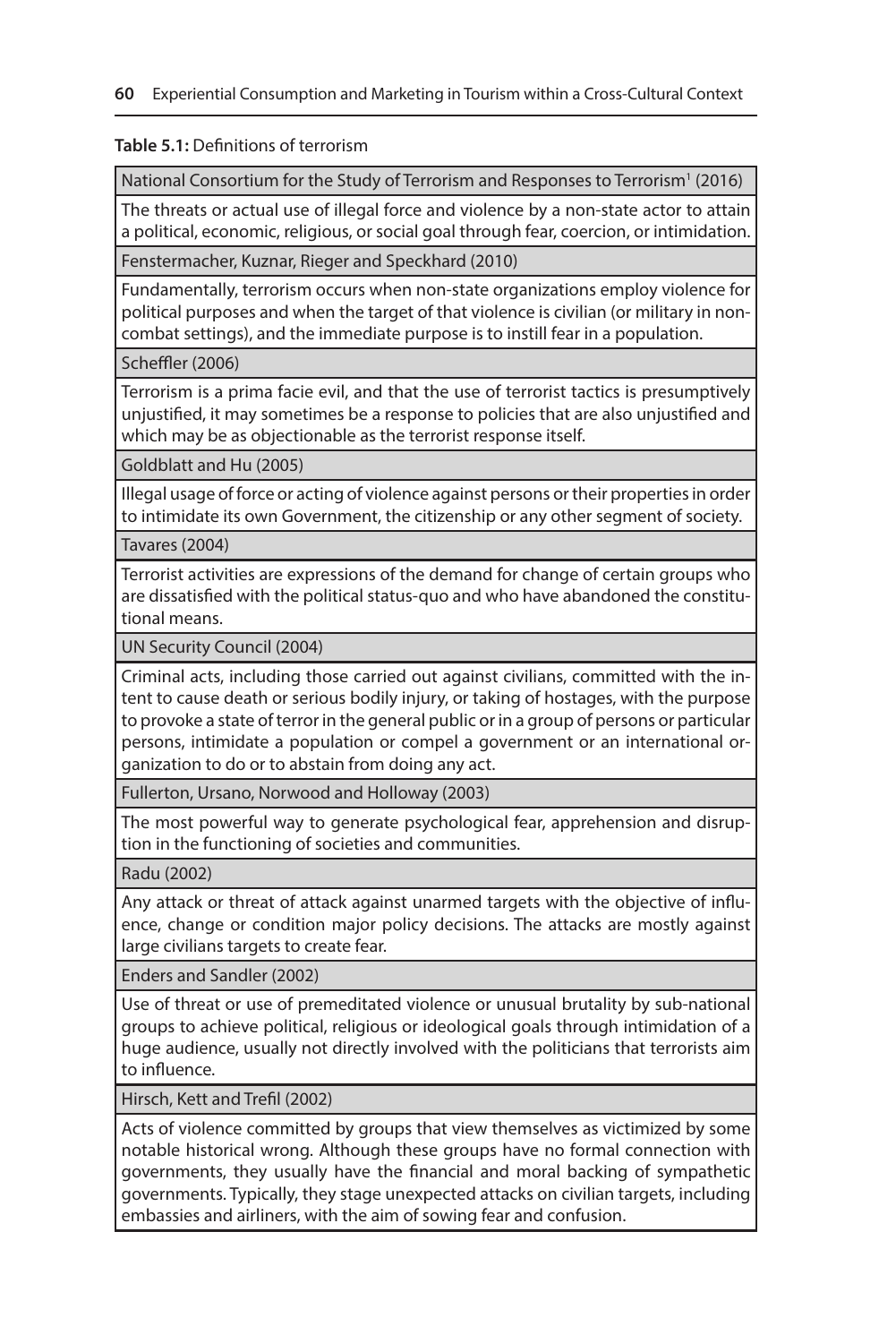**Table 5.1:** Definitions of terrorism

| |
|---|
| National Consortium for the Study of Terrorism and Responses to Terrorism[1] (2016) |
| The threats or actual use of illegal force and violence by a non-state actor to attain a political, economic, religious, or social goal through fear, coercion, or intimidation. |
| Fenstermacher, Kuznar, Rieger and Speckhard (2010) |
| Fundamentally, terrorism occurs when non-state organizations employ violence for political purposes and when the target of that violence is civilian (or military in non-combat settings), and the immediate purpose is to instill fear in a population. |
| Scheffler (2006) |
| Terrorism is a prima facie evil, and that the use of terrorist tactics is presumptively unjustified, it may sometimes be a response to policies that are also unjustified and which may be as objectionable as the terrorist response itself. |
| Goldblatt and Hu (2005) |
| Illegal usage of force or acting of violence against persons or their properties in order to intimidate its own Government, the citizenship or any other segment of society. |
| Tavares (2004) |
| Terrorist activities are expressions of the demand for change of certain groups who are dissatisfied with the political status-quo and who have abandoned the constitutional means. |
| UN Security Council (2004) |
| Criminal acts, including those carried out against civilians, committed with the intent to cause death or serious bodily injury, or taking of hostages, with the purpose to provoke a state of terror in the general public or in a group of persons or particular persons, intimidate a population or compel a government or an international organization to do or to abstain from doing any act. |
| Fullerton, Ursano, Norwood and Holloway (2003) |
| The most powerful way to generate psychological fear, apprehension and disruption in the functioning of societies and communities. |
| Radu (2002) |
| Any attack or threat of attack against unarmed targets with the objective of influence, change or condition major policy decisions. The attacks are mostly against large civilians targets to create fear. |
| Enders and Sandler (2002) |
| Use of threat or use of premeditated violence or unusual brutality by sub-national groups to achieve political, religious or ideological goals through intimidation of a huge audience, usually not directly involved with the politicians that terrorists aim to influence. |
| Hirsch, Kett and Trefil (2002) |
| Acts of violence committed by groups that view themselves as victimized by some notable historical wrong. Although these groups have no formal connection with governments, they usually have the financial and moral backing of sympathetic governments. Typically, they stage unexpected attacks on civilian targets, including embassies and airliners, with the aim of sowing fear and confusion. |